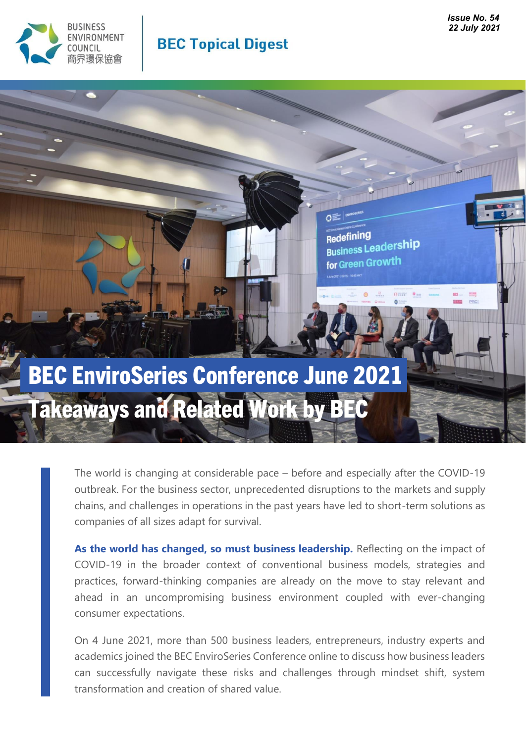Issue No. 54
22 July 2021

BUSINESS ENVIRONMENT COUNCIL 商界環保協會

**BEC Topical Digest**

# BEC EnviroSeries Conference June 2021
## Takeaways and Related Work by BEC

The world is changing at considerable pace – before and especially after the COVID-19 outbreak. For the business sector, unprecedented disruptions to the markets and supply chains, and challenges in operations in the past years have led to short-term solutions as companies of all sizes adapt for survival.

**As the world has changed, so must business leadership.** Reflecting on the impact of COVID-19 in the broader context of conventional business models, strategies and practices, forward-thinking companies are already on the move to stay relevant and ahead in an uncompromising business environment coupled with ever-changing consumer expectations.

On 4 June 2021, more than 500 business leaders, entrepreneurs, industry experts and academics joined the BEC EnviroSeries Conference online to discuss how business leaders can successfully navigate these risks and challenges through mindset shift, system transformation and creation of shared value.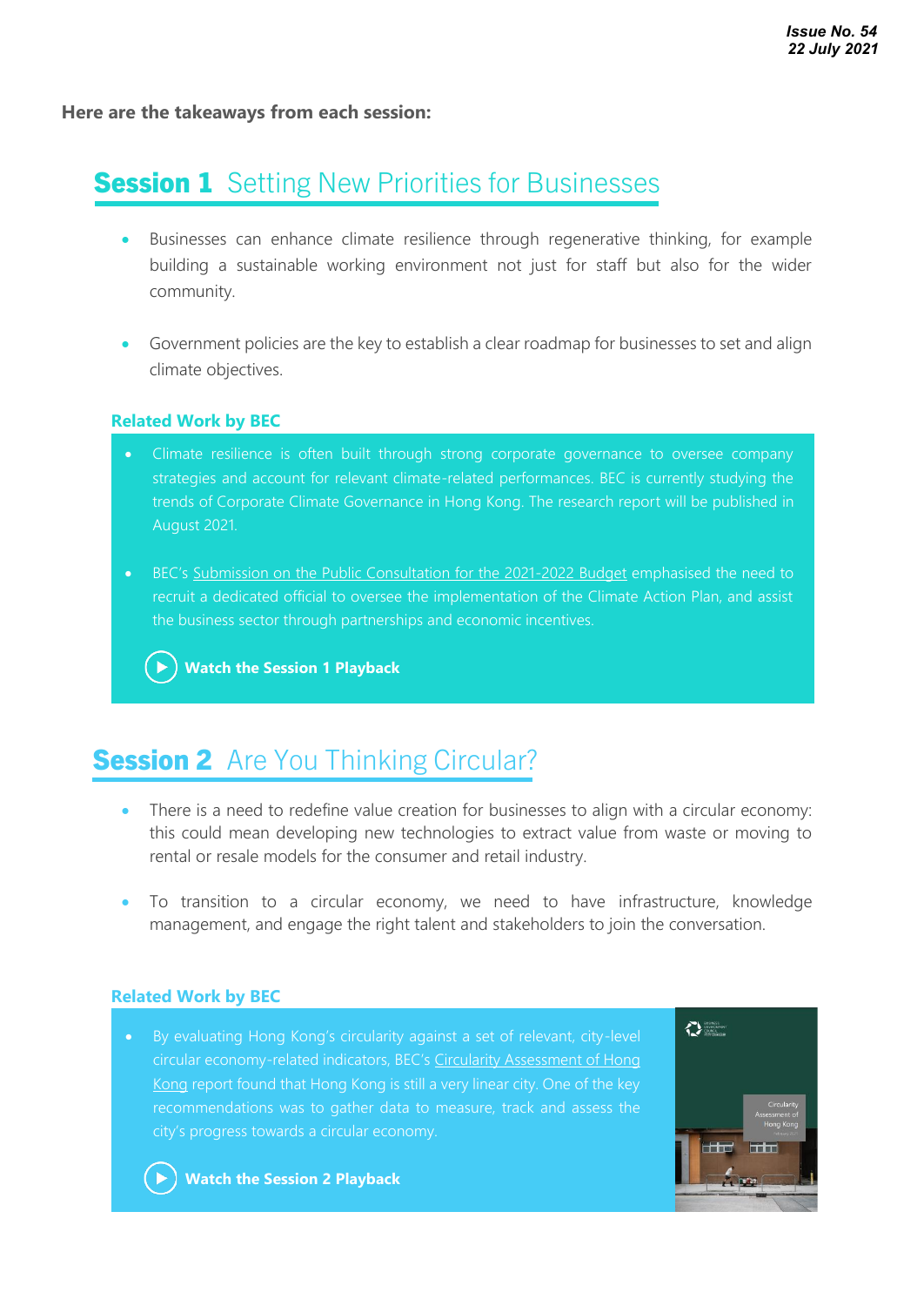Here are the takeaways from each session:

## Session 1 Setting New Priorities for Businesses

- Businesses can enhance climate resilience through regenerative thinking, for example building a sustainable working environment not just for staff but also for the wider community.
- Government policies are the key to establish a clear roadmap for businesses to set and align climate objectives.

### Related Work by BEC

- Climate resilience is often built through strong corporate governance to oversee company strategies and account for relevant climate-related performances. BEC is currently studying the trends of Corporate Climate Governance in Hong Kong. The research report will be published in August 2021.
- BEC's Submission on the Public Consultation for the 2021-2022 Budget emphasised the need to recruit a dedicated official to oversee the implementation of the Climate Action Plan, and assist the business sector through partnerships and economic incentives.

**Watch the Session 1 Playback**

## Session 2 Are You Thinking Circular?

- There is a need to redefine value creation for businesses to align with a circular economy: this could mean developing new technologies to extract value from waste or moving to rental or resale models for the consumer and retail industry.
- To transition to a circular economy, we need to have infrastructure, knowledge management, and engage the right talent and stakeholders to join the conversation.

### Related Work by BEC

- By evaluating Hong Kong's circularity against a set of relevant, city-level circular economy-related indicators, BEC's Circularity Assessment of Hong Kong report found that Hong Kong is still a very linear city. One of the key recommendations was to gather data to measure, track and assess the city's progress towards a circular economy.

**Watch the Session 2 Playback**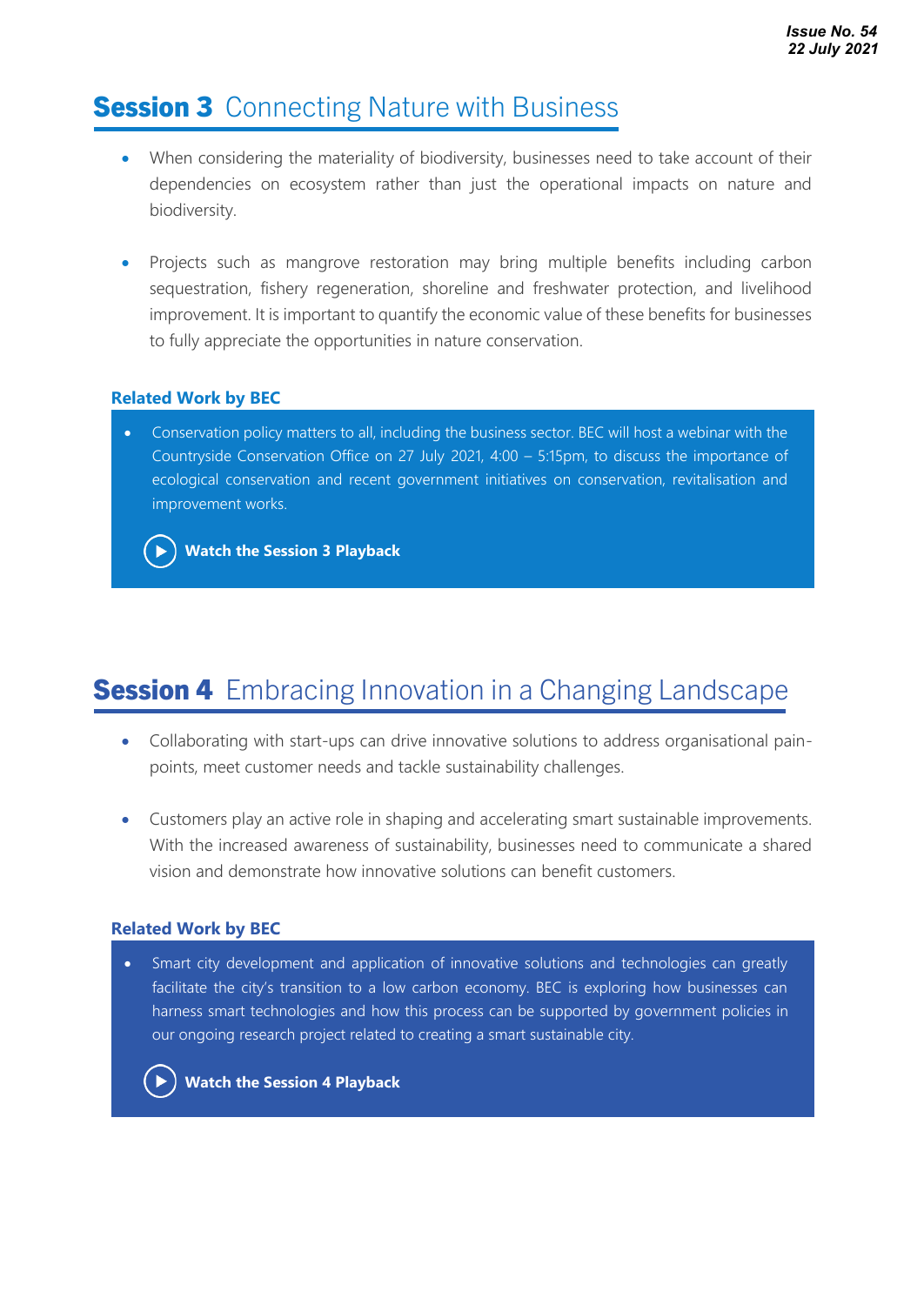## **Session 3** Connecting Nature with Business

- When considering the materiality of biodiversity, businesses need to take account of their dependencies on ecosystem rather than just the operational impacts on nature and biodiversity.

- Projects such as mangrove restoration may bring multiple benefits including carbon sequestration, fishery regeneration, shoreline and freshwater protection, and livelihood improvement. It is important to quantify the economic value of these benefits for businesses to fully appreciate the opportunities in nature conservation.

### Related Work by BEC

- Conservation policy matters to all, including the business sector. BEC will host a webinar with the Countryside Conservation Office on 27 July 2021, 4:00 – 5:15pm, to discuss the importance of ecological conservation and recent government initiatives on conservation, revitalisation and improvement works.

**Watch the Session 3 Playback**

## **Session 4** Embracing Innovation in a Changing Landscape

- Collaborating with start-ups can drive innovative solutions to address organisational pain-points, meet customer needs and tackle sustainability challenges.

- Customers play an active role in shaping and accelerating smart sustainable improvements. With the increased awareness of sustainability, businesses need to communicate a shared vision and demonstrate how innovative solutions can benefit customers.

### Related Work by BEC

- Smart city development and application of innovative solutions and technologies can greatly facilitate the city's transition to a low carbon economy. BEC is exploring how businesses can harness smart technologies and how this process can be supported by government policies in our ongoing research project related to creating a smart sustainable city.

**Watch the Session 4 Playback**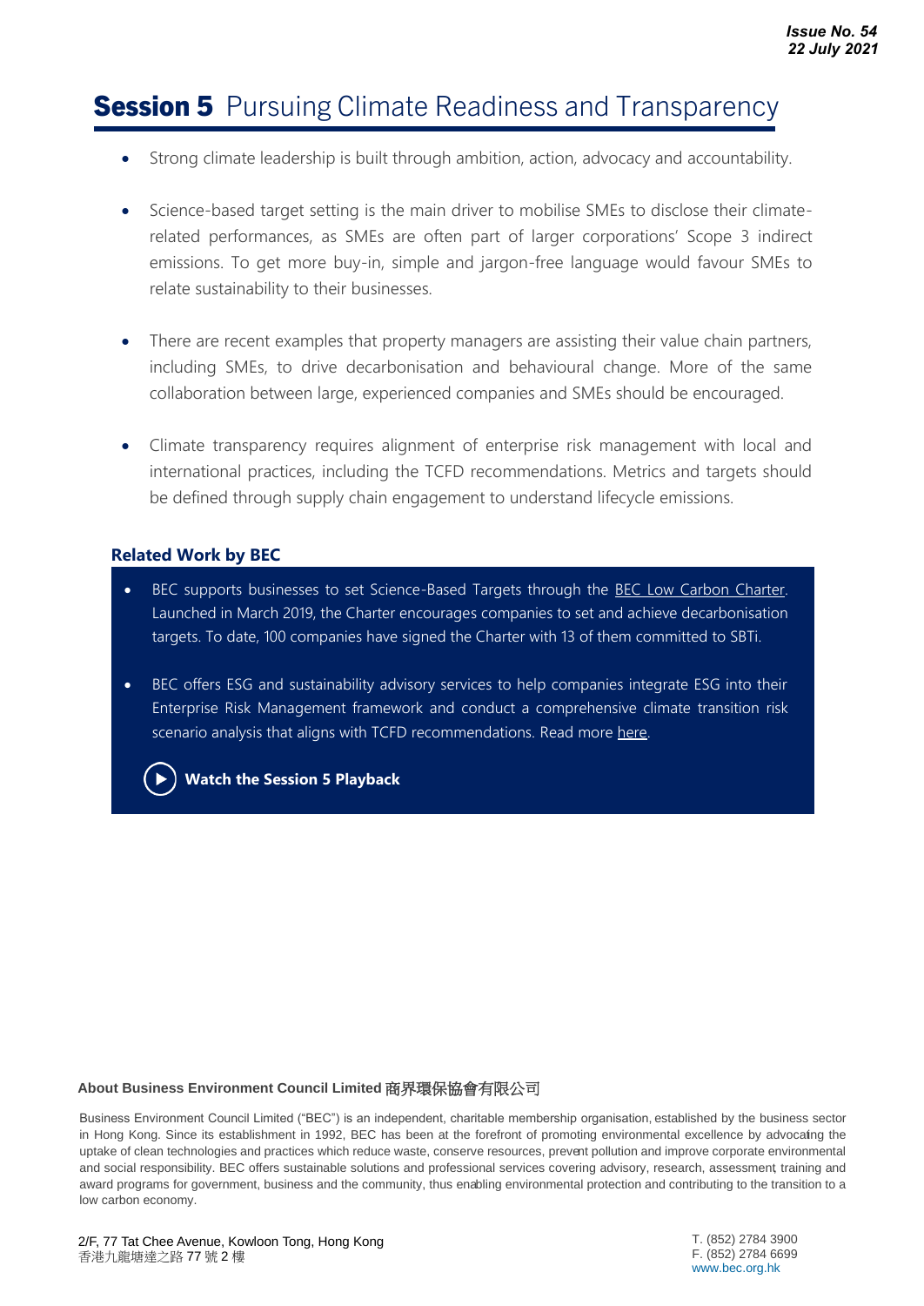## Session 5 Pursuing Climate Readiness and Transparency

- Strong climate leadership is built through ambition, action, advocacy and accountability.
- Science-based target setting is the main driver to mobilise SMEs to disclose their climate-related performances, as SMEs are often part of larger corporations' Scope 3 indirect emissions. To get more buy-in, simple and jargon-free language would favour SMEs to relate sustainability to their businesses.
- There are recent examples that property managers are assisting their value chain partners, including SMEs, to drive decarbonisation and behavioural change. More of the same collaboration between large, experienced companies and SMEs should be encouraged.
- Climate transparency requires alignment of enterprise risk management with local and international practices, including the TCFD recommendations. Metrics and targets should be defined through supply chain engagement to understand lifecycle emissions.

### Related Work by BEC

- BEC supports businesses to set Science-Based Targets through the BEC Low Carbon Charter. Launched in March 2019, the Charter encourages companies to set and achieve decarbonisation targets. To date, 100 companies have signed the Charter with 13 of them committed to SBTi.
- BEC offers ESG and sustainability advisory services to help companies integrate ESG into their Enterprise Risk Management framework and conduct a comprehensive climate transition risk scenario analysis that aligns with TCFD recommendations. Read more here.

**Watch the Session 5 Playback**

**About Business Environment Council Limited 商界環保協會有限公司**

Business Environment Council Limited ("BEC") is an independent, charitable membership organisation, established by the business sector in Hong Kong. Since its establishment in 1992, BEC has been at the forefront of promoting environmental excellence by advocating the uptake of clean technologies and practices which reduce waste, conserve resources, prevent pollution and improve corporate environmental and social responsibility. BEC offers sustainable solutions and professional services covering advisory, research, assessment, training and award programs for government, business and the community, thus enabling environmental protection and contributing to the transition to a low carbon economy.

2/F, 77 Tat Chee Avenue, Kowloon Tong, Hong Kong
香港九龍塘達之路 77 號 2 樓

T. (852) 2784 3900
F. (852) 2784 6699
www.bec.org.hk